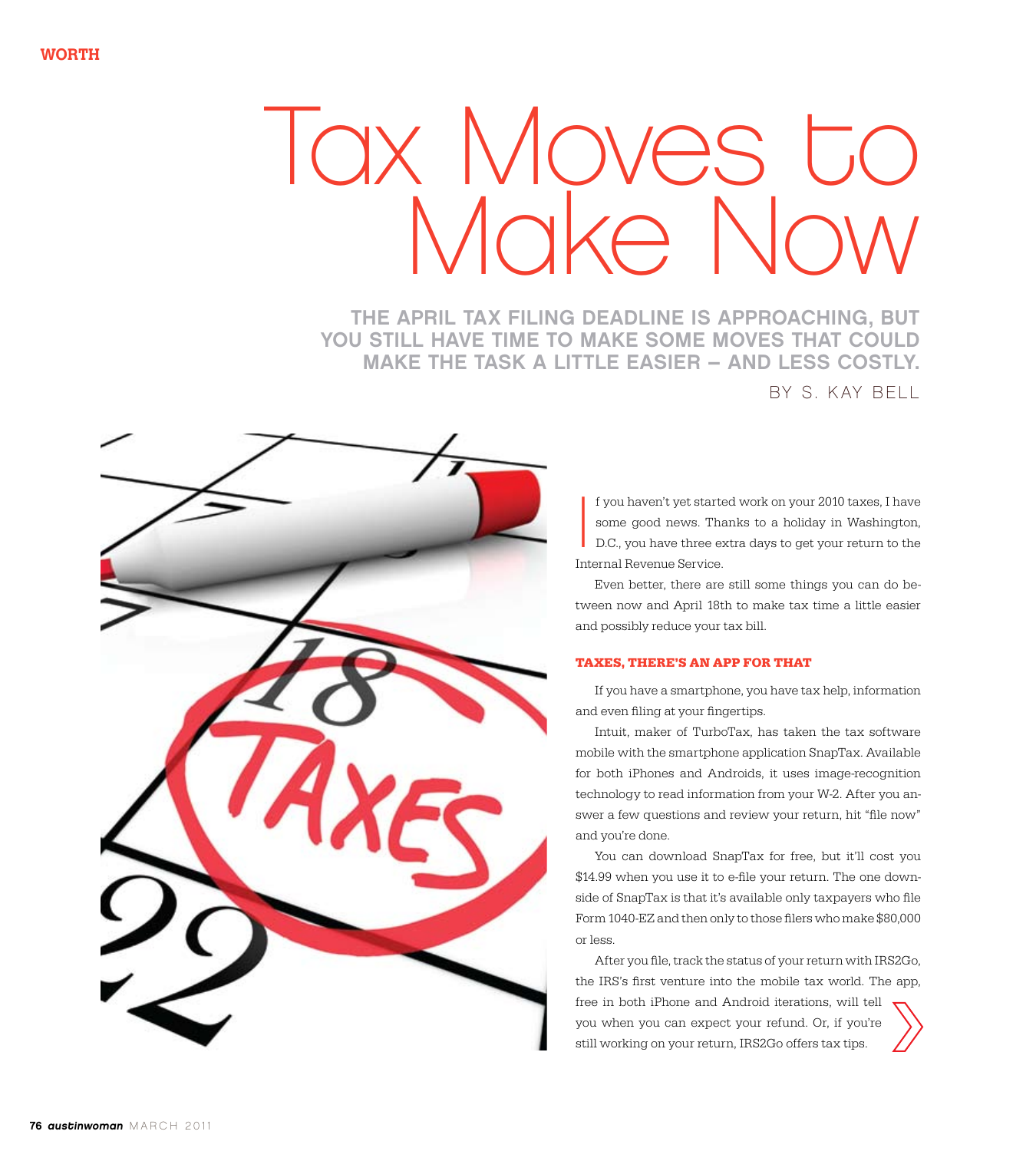WORTH

# Tax Moves to Make Now

## THE APRIL TAX FILING DEADLINE IS APPROACHING, BUT YOU STILL HAVE TIME TO MAKE SOME MOVES THAT COULD MAKE THE TASK A LITTLE EASIER – AND LESS COSTLY.

BY S. KAY BELL

If you haven't yet started work on your 2010 taxes, I have some good news. Thanks to a holiday in Washington, D.C., you have three extra days to get your return to the Internal Revenue Service.

Even better, there are still some things you can do between now and April 18th to make tax time a little easier and possibly reduce your tax bill.

### TAXES, THERE'S AN APP FOR THAT

If you have a smartphone, you have tax help, information and even filing at your fingertips.

Intuit, maker of TurboTax, has taken the tax software mobile with the smartphone application SnapTax. Available for both iPhones and Androids, it uses image-recognition technology to read information from your W-2. After you answer a few questions and review your return, hit "file now" and you're done.

You can download SnapTax for free, but it'll cost you $14.99 when you use it to e-file your return. The one downside of SnapTax is that it's available only taxpayers who file Form 1040-EZ and then only to those filers who make $80,000 or less.

After you file, track the status of your return with IRS2Go, the IRS's first venture into the mobile tax world. The app, free in both iPhone and Android iterations, will tell you when you can expect your refund. Or, if you're still working on your return, IRS2Go offers tax tips.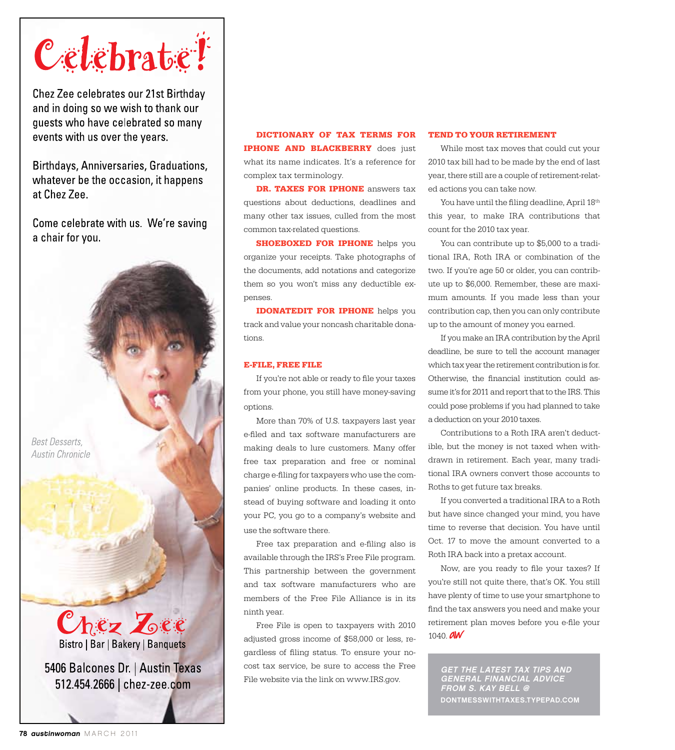# Celebrate!

Chez Zee celebrates our 21st Birthday and in doing so we wish to thank our guests who have celebrated so many events with us over the years.

Birthdays, Anniversaries, Graduations, whatever be the occasion, it happens at Chez Zee.

Come celebrate with us. We're saving a chair for you.

*Best Desserts, Austin Chronicle*

**Chez Zee**

Bistro | Bar | Bakery | Banquets

5406 Balcones Dr. | Austin Texas

512.454.2666 | chez-zee.com

---

**DICTIONARY OF TAX TERMS FOR IPHONE AND BLACKBERRY** does just what its name indicates. It's a reference for complex tax terminology.

**DR. TAXES FOR IPHONE** answers tax questions about deductions, deadlines and many other tax issues, culled from the most common tax-related questions.

**SHOEBOXED FOR IPHONE** helps you organize your receipts. Take photographs of the documents, add notations and categorize them so you won't miss any deductible expenses.

**IDONATEDIT FOR IPHONE** helps you track and value your noncash charitable donations.

### E-FILE, FREE FILE

If you're not able or ready to file your taxes from your phone, you still have money-saving options.

More than 70% of U.S. taxpayers last year e-filed and tax software manufacturers are making deals to lure customers. Many offer free tax preparation and free or nominal charge e-filing for taxpayers who use the companies' online products. In these cases, instead of buying software and loading it onto your PC, you go to a company's website and use the software there.

Free tax preparation and e-filing also is available through the IRS's Free File program. This partnership between the government and tax software manufacturers who are members of the Free File Alliance is in its ninth year.

Free File is open to taxpayers with 2010 adjusted gross income of $58,000 or less, regardless of filing status. To ensure your no-cost tax service, be sure to access the Free File website via the link on www.IRS.gov.

### TEND TO YOUR RETIREMENT

While most tax moves that could cut your 2010 tax bill had to be made by the end of last year, there still are a couple of retirement-related actions you can take now.

You have until the filing deadline, April 18th this year, to make IRA contributions that count for the 2010 tax year.

You can contribute up to $5,000 to a traditional IRA, Roth IRA or combination of the two. If you're age 50 or older, you can contribute up to $6,000. Remember, these are maximum amounts. If you made less than your contribution cap, then you can only contribute up to the amount of money you earned.

If you make an IRA contribution by the April deadline, be sure to tell the account manager which tax year the retirement contribution is for. Otherwise, the financial institution could assume it's for 2011 and report that to the IRS. This could pose problems if you had planned to take a deduction on your 2010 taxes.

Contributions to a Roth IRA aren't deductible, but the money is not taxed when withdrawn in retirement. Each year, many traditional IRA owners convert those accounts to Roths to get future tax breaks.

If you converted a traditional IRA to a Roth but have since changed your mind, you have time to reverse that decision. You have until Oct. 17 to move the amount converted to a Roth IRA back into a pretax account.

Now, are you ready to file your taxes? If you're still not quite there, that's OK. You still have plenty of time to use your smartphone to find the tax answers you need and make your retirement plan moves before you e-file your 1040. AW

***GET THE LATEST TAX TIPS AND GENERAL FINANCIAL ADVICE FROM S. KAY BELL @***
**DONTMESSWITHTAXES.TYPEPAD.COM**